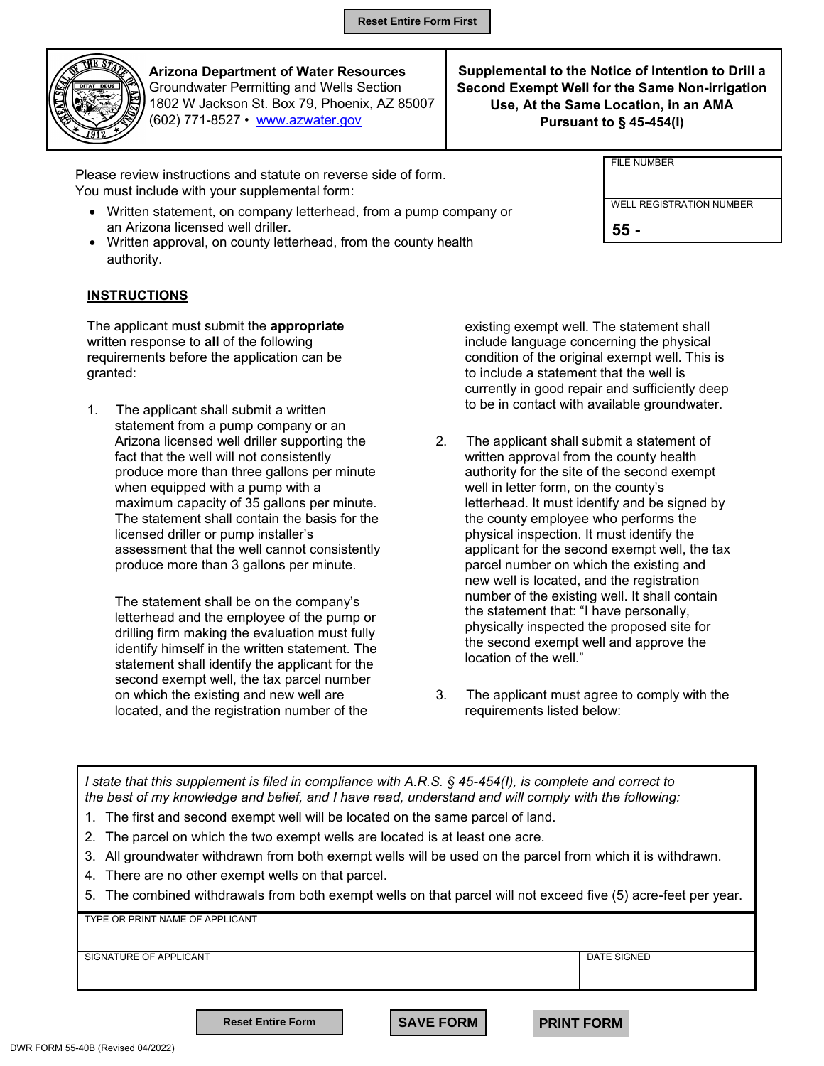Reset Entire Form First

**Arizona Department of Water Resources**
Groundwater Permitting and Wells Section
1802 W Jackson St. Box 79, Phoenix, AZ 85007
(602) 771-8527 • www.azwater.gov

# Supplemental to the Notice of Intention to Drill a Second Exempt Well for the Same Non-irrigation Use, At the Same Location, in an AMA Pursuant to § 45-454(I)

| FILE NUMBER |
| --- |
| |
| WELL REGISTRATION NUMBER |
| **55 -** |

Please review instructions and statute on reverse side of form.
You must include with your supplemental form:

- Written statement, on company letterhead, from a pump company or an Arizona licensed well driller.
- Written approval, on county letterhead, from the county health authority.

## INSTRUCTIONS

The applicant must submit the **appropriate** written response to **all** of the following requirements before the application can be granted:

1. The applicant shall submit a written statement from a pump company or an Arizona licensed well driller supporting the fact that the well will not consistently produce more than three gallons per minute when equipped with a pump with a maximum capacity of 35 gallons per minute. The statement shall contain the basis for the licensed driller or pump installer's assessment that the well cannot consistently produce more than 3 gallons per minute.

   The statement shall be on the company's letterhead and the employee of the pump or drilling firm making the evaluation must fully identify himself in the written statement. The statement shall identify the applicant for the second exempt well, the tax parcel number on which the existing and new well are located, and the registration number of the existing exempt well. The statement shall include language concerning the physical condition of the original exempt well. This is to include a statement that the well is currently in good repair and sufficiently deep to be in contact with available groundwater.

2. The applicant shall submit a statement of written approval from the county health authority for the site of the second exempt well in letter form, on the county's letterhead. It must identify and be signed by the county employee who performs the physical inspection. It must identify the applicant for the second exempt well, the tax parcel number on which the existing and new well is located, and the registration number of the existing well. It shall contain the statement that: "I have personally, physically inspected the proposed site for the second exempt well and approve the location of the well."

3. The applicant must agree to comply with the requirements listed below:

*I state that this supplement is filed in compliance with A.R.S. § 45-454(I), is complete and correct to the best of my knowledge and belief, and I have read, understand and will comply with the following:*

1. The first and second exempt well will be located on the same parcel of land.
2. The parcel on which the two exempt wells are located is at least one acre.
3. All groundwater withdrawn from both exempt wells will be used on the parcel from which it is withdrawn.
4. There are no other exempt wells on that parcel.
5. The combined withdrawals from both exempt wells on that parcel will not exceed five (5) acre-feet per year.

| TYPE OR PRINT NAME OF APPLICANT | |
| --- | --- |
| SIGNATURE OF APPLICANT | DATE SIGNED |

Reset Entire Form | SAVE FORM | PRINT FORM

DWR FORM 55-40B (Revised 04/2022)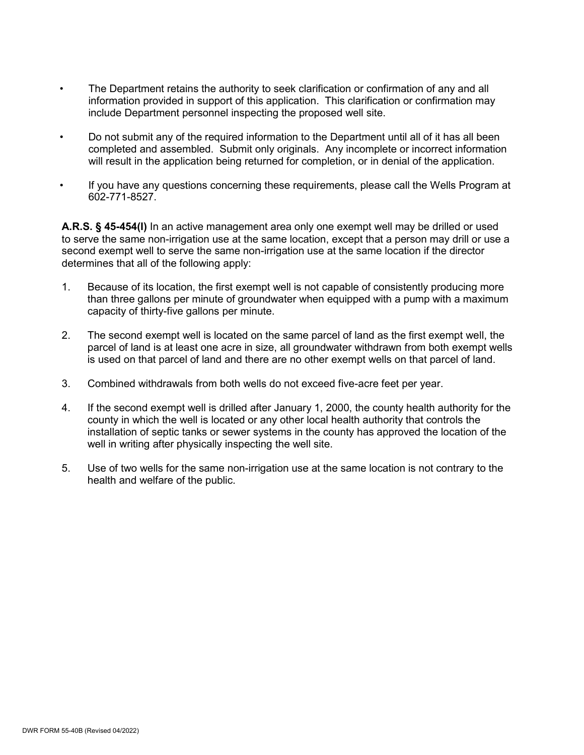- The Department retains the authority to seek clarification or confirmation of any and all information provided in support of this application. This clarification or confirmation may include Department personnel inspecting the proposed well site.
- Do not submit any of the required information to the Department until all of it has all been completed and assembled. Submit only originals. Any incomplete or incorrect information will result in the application being returned for completion, or in denial of the application.
- If you have any questions concerning these requirements, please call the Wells Program at 602-771-8527.

**A.R.S. § 45-454(I)** In an active management area only one exempt well may be drilled or used to serve the same non-irrigation use at the same location, except that a person may drill or use a second exempt well to serve the same non-irrigation use at the same location if the director determines that all of the following apply:

1. Because of its location, the first exempt well is not capable of consistently producing more than three gallons per minute of groundwater when equipped with a pump with a maximum capacity of thirty-five gallons per minute.
2. The second exempt well is located on the same parcel of land as the first exempt well, the parcel of land is at least one acre in size, all groundwater withdrawn from both exempt wells is used on that parcel of land and there are no other exempt wells on that parcel of land.
3. Combined withdrawals from both wells do not exceed five-acre feet per year.
4. If the second exempt well is drilled after January 1, 2000, the county health authority for the county in which the well is located or any other local health authority that controls the installation of septic tanks or sewer systems in the county has approved the location of the well in writing after physically inspecting the well site.
5. Use of two wells for the same non-irrigation use at the same location is not contrary to the health and welfare of the public.